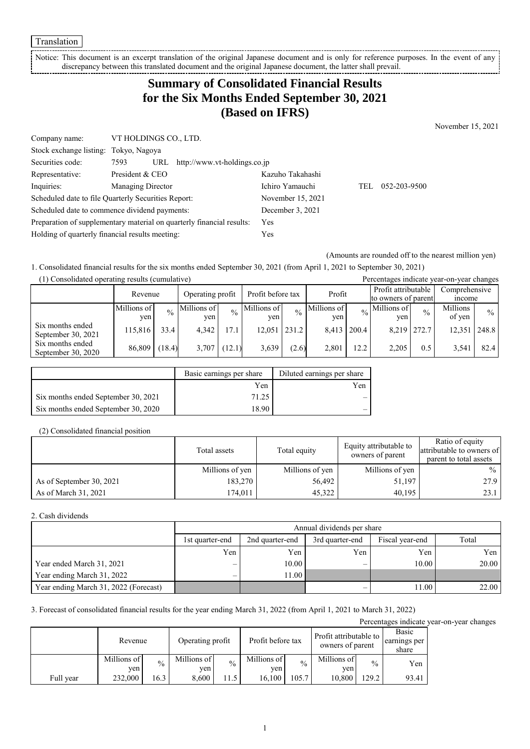Translation

Notice: This document is an excerpt translation of the original Japanese document and is only for reference purposes. In the event of any discrepancy between this translated document and the original Japanese document, the latter shall prevail.

# Summary of Consolidated Financial Results for the Six Months Ended September 30, 2021 (Based on IFRS)

November 15, 2021

| | | | |
|---|---|---|---|
| Company name: | VT HOLDINGS CO., LTD. | | |
| Stock exchange listing: | Tokyo, Nagoya | | |
| Securities code: | 7593 URL http://www.vt-holdings.co.jp | | |
| Representative: | President & CEO | Kazuho Takahashi | |
| Inquiries: | Managing Director | Ichiro Yamauchi | TEL 052-203-9500 |
| Scheduled date to file Quarterly Securities Report: | | November 15, 2021 | |
| Scheduled date to commence dividend payments: | | December 3, 2021 | |
| Preparation of supplementary material on quarterly financial results: | | Yes | |
| Holding of quarterly financial results meeting: | | Yes | |

(Amounts are rounded off to the nearest million yen)

1. Consolidated financial results for the six months ended September 30, 2021 (from April 1, 2021 to September 30, 2021)

(1) Consolidated operating results (cumulative)

Percentages indicate year-on-year changes

| | Revenue | | Operating profit | | Profit before tax | | Profit | | Profit attributable to owners of parent | | Comprehensive income | |
|---|---|---|---|---|---|---|---|---|---|---|---|---|
| | Millions of yen | % | Millions of yen | % | Millions of yen | % | Millions of yen | % | Millions of yen | % | Millions of yen | % |
| Six months ended September 30, 2021 | 115,816 | 33.4 | 4,342 | 17.1 | 12,051 | 231.2 | 8,413 | 200.4 | 8,219 | 272.7 | 12,351 | 248.8 |
| Six months ended September 30, 2020 | 86,809 | (18.4) | 3,707 | (12.1) | 3,639 | (2.6) | 2,801 | 12.2 | 2,205 | 0.5 | 3,541 | 82.4 |

| | Basic earnings per share | Diluted earnings per share |
|---|---|---|
| | Yen | Yen |
| Six months ended September 30, 2021 | 71.25 | – |
| Six months ended September 30, 2020 | 18.90 | – |

(2) Consolidated financial position

| | Total assets | Total equity | Equity attributable to owners of parent | Ratio of equity attributable to owners of parent to total assets |
|---|---|---|---|---|
| | Millions of yen | Millions of yen | Millions of yen | % |
| As of September 30, 2021 | 183,270 | 56,492 | 51,197 | 27.9 |
| As of March 31, 2021 | 174,011 | 45,322 | 40,195 | 23.1 |

2. Cash dividends

| | Annual dividends per share | | | | |
|---|---|---|---|---|---|
| | 1st quarter-end | 2nd quarter-end | 3rd quarter-end | Fiscal year-end | Total |
| | Yen | Yen | Yen | Yen | Yen |
| Year ended March 31, 2021 | – | 10.00 | – | 10.00 | 20.00 |
| Year ending March 31, 2022 | – | 11.00 | | | |
| Year ending March 31, 2022 (Forecast) | | | – | 11.00 | 22.00 |

3. Forecast of consolidated financial results for the year ending March 31, 2022 (from April 1, 2021 to March 31, 2022)

Percentages indicate year-on-year changes

| | Revenue | | Operating profit | | Profit before tax | | Profit attributable to owners of parent | | Basic earnings per share |
|---|---|---|---|---|---|---|---|---|---|
| | Millions of yen | % | Millions of yen | % | Millions of yen | % | Millions of yen | % | Yen |
| Full year | 232,000 | 16.3 | 8,600 | 11.5 | 16,100 | 105.7 | 10,800 | 129.2 | 93.41 |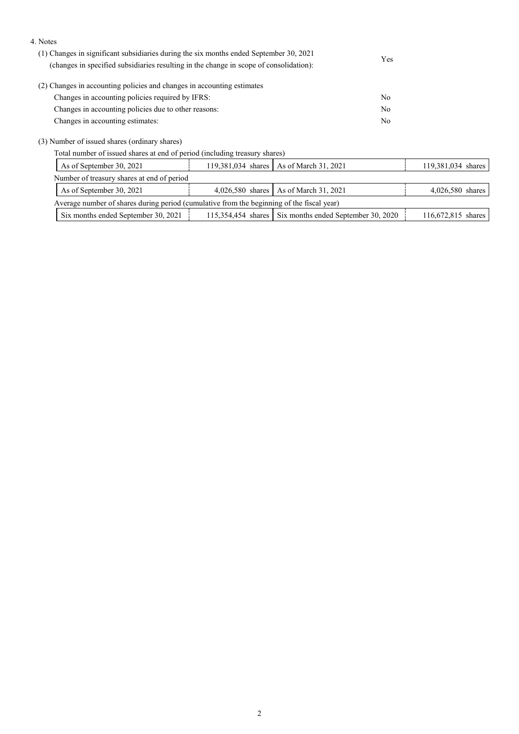4. Notes

(1) Changes in significant subsidiaries during the six months ended September 30, 2021 (changes in specified subsidiaries resulting in the change in scope of consolidation): Yes

(2) Changes in accounting policies and changes in accounting estimates

| | |
|---|---|
| Changes in accounting policies required by IFRS: | No |
| Changes in accounting policies due to other reasons: | No |
| Changes in accounting estimates: | No |

(3) Number of issued shares (ordinary shares)

Total number of issued shares at end of period (including treasury shares)

| | | | |
|---|---|---|---|
| As of September 30, 2021 | 119,381,034 shares | As of March 31, 2021 | 119,381,034 shares |

Number of treasury shares at end of period

| | | | |
|---|---|---|---|
| As of September 30, 2021 | 4,026,580 shares | As of March 31, 2021 | 4,026,580 shares |

Average number of shares during period (cumulative from the beginning of the fiscal year)

| | | | |
|---|---|---|---|
| Six months ended September 30, 2021 | 115,354,454 shares | Six months ended September 30, 2020 | 116,672,815 shares |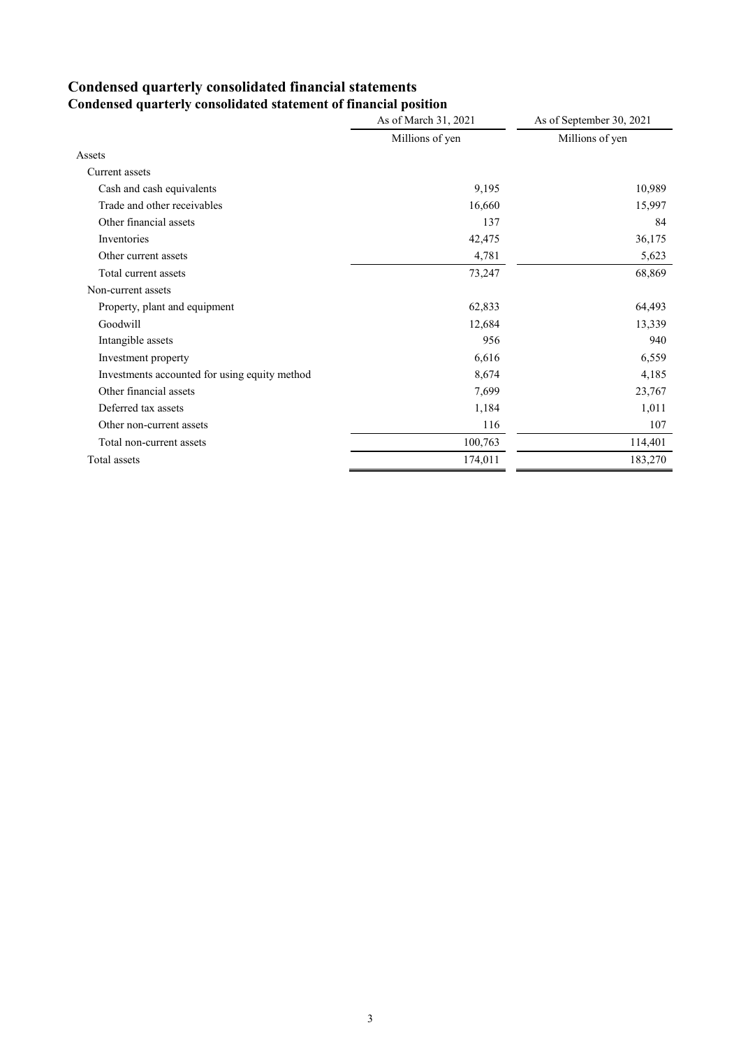# Condensed quarterly consolidated financial statements

## Condensed quarterly consolidated statement of financial position

| | As of March 31, 2021 | As of September 30, 2021 |
|---|---|---|
| | Millions of yen | Millions of yen |
| Assets | | |
| Current assets | | |
| Cash and cash equivalents | 9,195 | 10,989 |
| Trade and other receivables | 16,660 | 15,997 |
| Other financial assets | 137 | 84 |
| Inventories | 42,475 | 36,175 |
| Other current assets | 4,781 | 5,623 |
| Total current assets | 73,247 | 68,869 |
| Non-current assets | | |
| Property, plant and equipment | 62,833 | 64,493 |
| Goodwill | 12,684 | 13,339 |
| Intangible assets | 956 | 940 |
| Investment property | 6,616 | 6,559 |
| Investments accounted for using equity method | 8,674 | 4,185 |
| Other financial assets | 7,699 | 23,767 |
| Deferred tax assets | 1,184 | 1,011 |
| Other non-current assets | 116 | 107 |
| Total non-current assets | 100,763 | 114,401 |
| Total assets | 174,011 | 183,270 |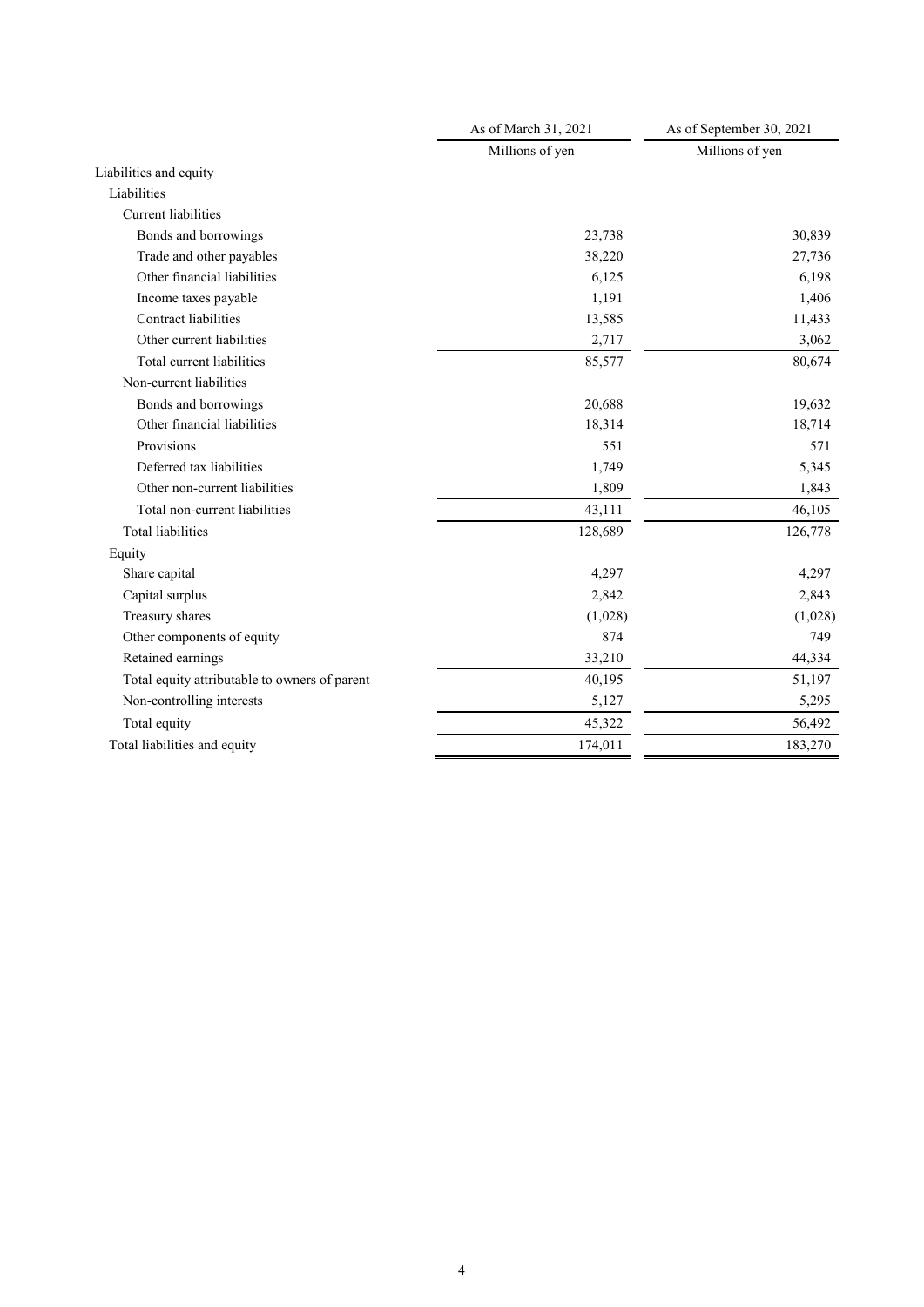| | As of March 31, 2021 | As of September 30, 2021 |
|---|---|---|
| | Millions of yen | Millions of yen |
| Liabilities and equity | | |
| Liabilities | | |
| Current liabilities | | |
| Bonds and borrowings | 23,738 | 30,839 |
| Trade and other payables | 38,220 | 27,736 |
| Other financial liabilities | 6,125 | 6,198 |
| Income taxes payable | 1,191 | 1,406 |
| Contract liabilities | 13,585 | 11,433 |
| Other current liabilities | 2,717 | 3,062 |
| Total current liabilities | 85,577 | 80,674 |
| Non-current liabilities | | |
| Bonds and borrowings | 20,688 | 19,632 |
| Other financial liabilities | 18,314 | 18,714 |
| Provisions | 551 | 571 |
| Deferred tax liabilities | 1,749 | 5,345 |
| Other non-current liabilities | 1,809 | 1,843 |
| Total non-current liabilities | 43,111 | 46,105 |
| Total liabilities | 128,689 | 126,778 |
| Equity | | |
| Share capital | 4,297 | 4,297 |
| Capital surplus | 2,842 | 2,843 |
| Treasury shares | (1,028) | (1,028) |
| Other components of equity | 874 | 749 |
| Retained earnings | 33,210 | 44,334 |
| Total equity attributable to owners of parent | 40,195 | 51,197 |
| Non-controlling interests | 5,127 | 5,295 |
| Total equity | 45,322 | 56,492 |
| Total liabilities and equity | 174,011 | 183,270 |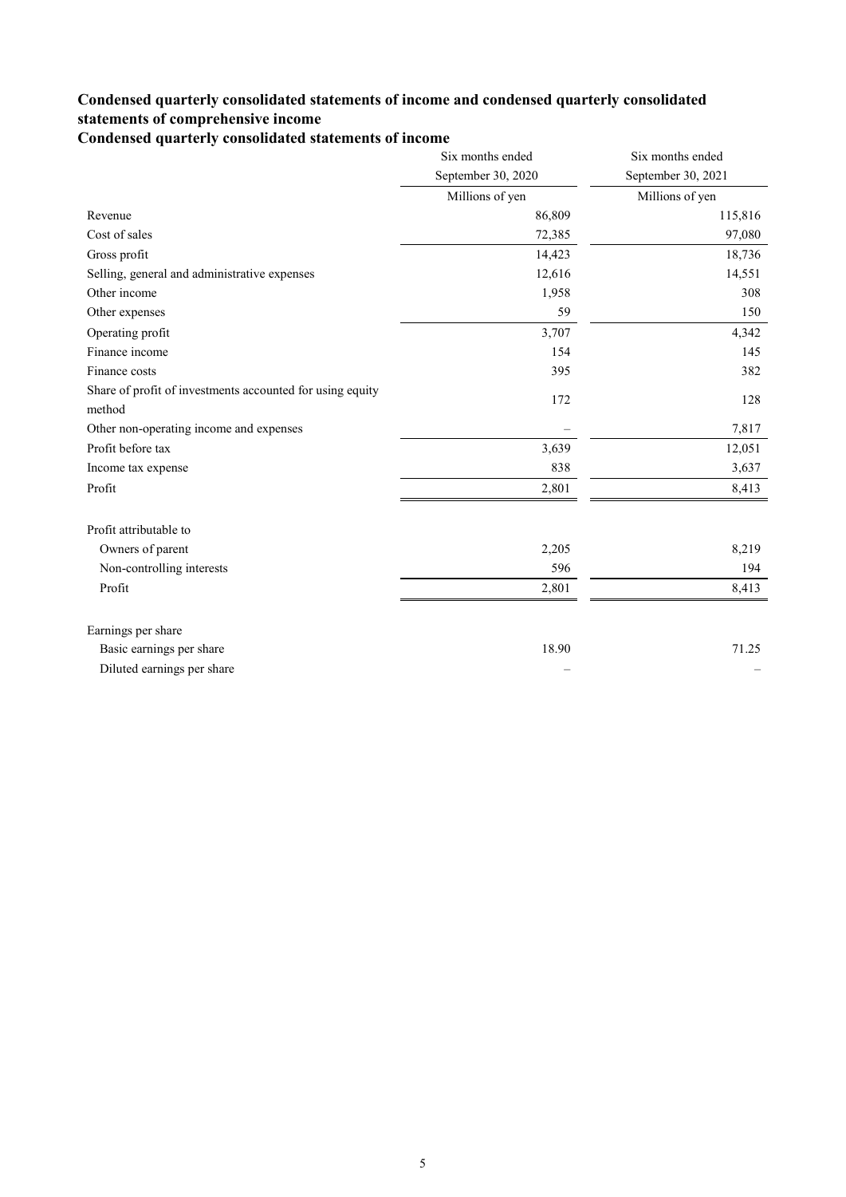## Condensed quarterly consolidated statements of income and condensed quarterly consolidated statements of comprehensive income

### Condensed quarterly consolidated statements of income

| | Six months ended September 30, 2020 | Six months ended September 30, 2021 |
|---|---|---|
| | Millions of yen | Millions of yen |
| Revenue | 86,809 | 115,816 |
| Cost of sales | 72,385 | 97,080 |
| Gross profit | 14,423 | 18,736 |
| Selling, general and administrative expenses | 12,616 | 14,551 |
| Other income | 1,958 | 308 |
| Other expenses | 59 | 150 |
| Operating profit | 3,707 | 4,342 |
| Finance income | 154 | 145 |
| Finance costs | 395 | 382 |
| Share of profit of investments accounted for using equity method | 172 | 128 |
| Other non-operating income and expenses | – | 7,817 |
| Profit before tax | 3,639 | 12,051 |
| Income tax expense | 838 | 3,637 |
| Profit | 2,801 | 8,413 |
| | | |
| Profit attributable to | | |
| Owners of parent | 2,205 | 8,219 |
| Non-controlling interests | 596 | 194 |
| Profit | 2,801 | 8,413 |
| | | |
| Earnings per share | | |
| Basic earnings per share | 18.90 | 71.25 |
| Diluted earnings per share | – | – |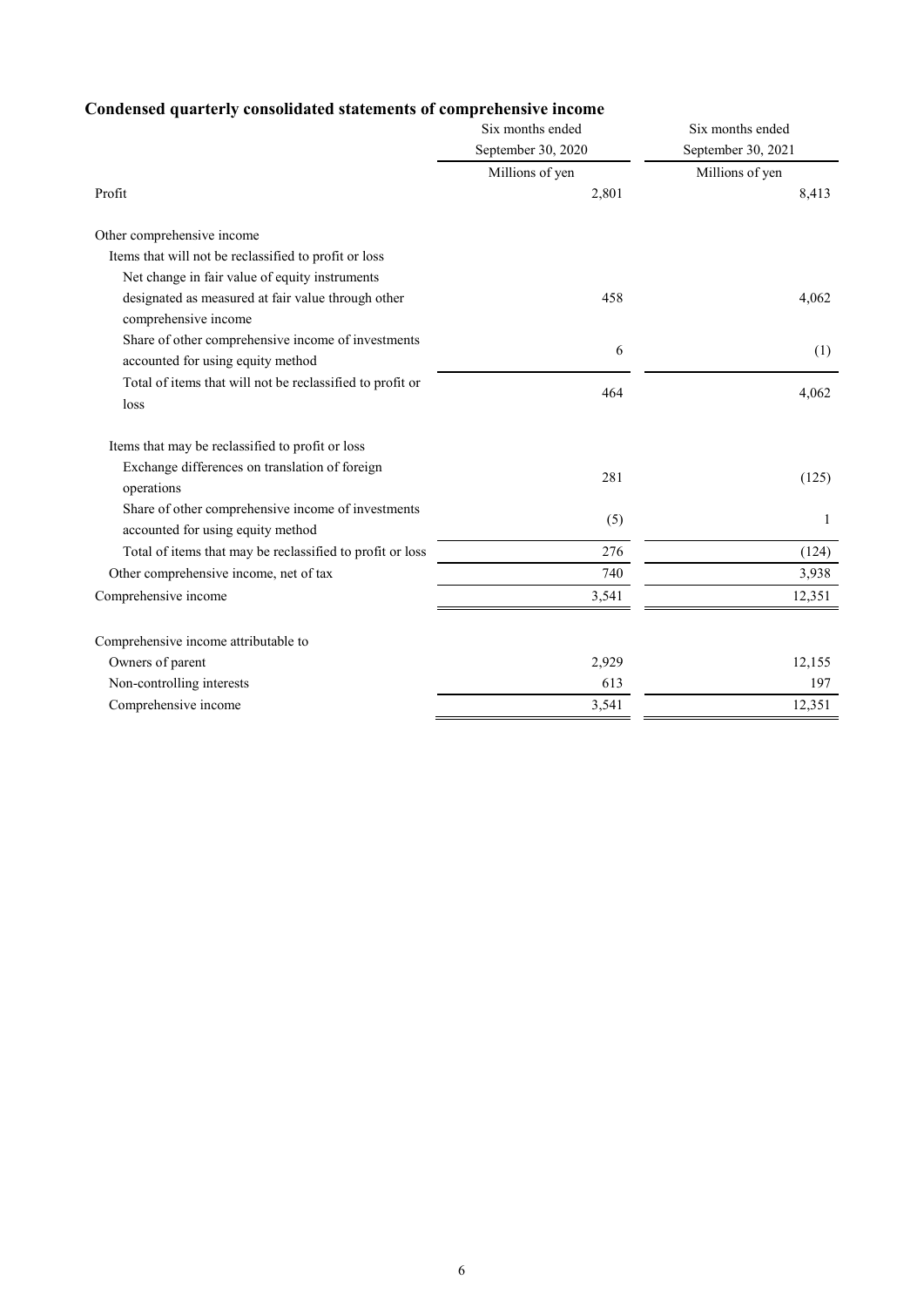## Condensed quarterly consolidated statements of comprehensive income

| | Six months ended September 30, 2020 | Six months ended September 30, 2021 |
|---|---|---|
| | Millions of yen | Millions of yen |
| Profit | 2,801 | 8,413 |
| | | |
| Other comprehensive income | | |
| Items that will not be reclassified to profit or loss | | |
| Net change in fair value of equity instruments designated as measured at fair value through other comprehensive income | 458 | 4,062 |
| Share of other comprehensive income of investments accounted for using equity method | 6 | (1) |
| Total of items that will not be reclassified to profit or loss | 464 | 4,062 |
| | | |
| Items that may be reclassified to profit or loss | | |
| Exchange differences on translation of foreign operations | 281 | (125) |
| Share of other comprehensive income of investments accounted for using equity method | (5) | 1 |
| Total of items that may be reclassified to profit or loss | 276 | (124) |
| Other comprehensive income, net of tax | 740 | 3,938 |
| Comprehensive income | 3,541 | 12,351 |
| | | |
| Comprehensive income attributable to | | |
| Owners of parent | 2,929 | 12,155 |
| Non-controlling interests | 613 | 197 |
| Comprehensive income | 3,541 | 12,351 |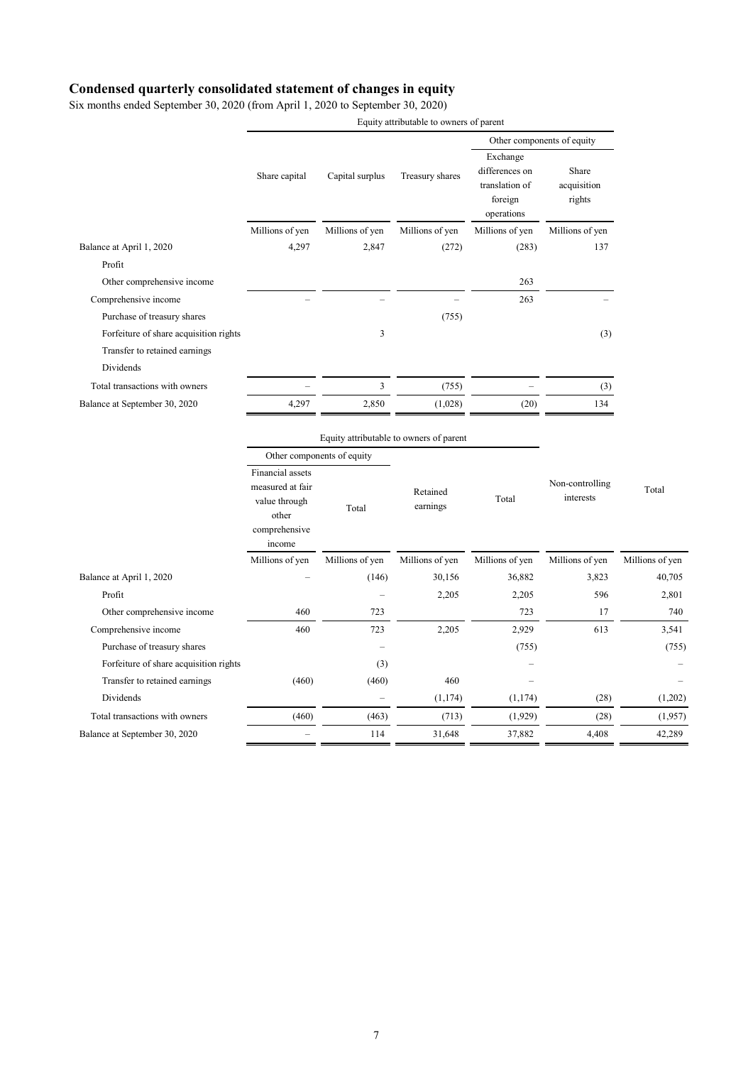# Condensed quarterly consolidated statement of changes in equity

Six months ended September 30, 2020 (from April 1, 2020 to September 30, 2020)

| | Equity attributable to owners of parent | | | | |
|---|---|---|---|---|---|
| | | | | Other components of equity | |
| | Share capital | Capital surplus | Treasury shares | Exchange differences on translation of foreign operations | Share acquisition rights |
| | Millions of yen | Millions of yen | Millions of yen | Millions of yen | Millions of yen |
| Balance at April 1, 2020 | 4,297 | 2,847 | (272) | (283) | 137 |
| Profit | | | | | |
| Other comprehensive income | | | | 263 | |
| Comprehensive income | – | – | – | 263 | – |
| Purchase of treasury shares | | | (755) | | |
| Forfeiture of share acquisition rights | | 3 | | | (3) |
| Transfer to retained earnings | | | | | |
| Dividends | | | | | |
| Total transactions with owners | – | 3 | (755) | – | (3) |
| Balance at September 30, 2020 | 4,297 | 2,850 | (1,028) | (20) | 134 |

| | Equity attributable to owners of parent | | | | | |
|---|---|---|---|---|---|---|
| | Other components of equity | | | | | |
| | Financial assets measured at fair value through other comprehensive income | Total | Retained earnings | Total | Non-controlling interests | Total |
| | Millions of yen | Millions of yen | Millions of yen | Millions of yen | Millions of yen | Millions of yen |
| Balance at April 1, 2020 | – | (146) | 30,156 | 36,882 | 3,823 | 40,705 |
| Profit | | – | 2,205 | 2,205 | 596 | 2,801 |
| Other comprehensive income | 460 | 723 | | 723 | 17 | 740 |
| Comprehensive income | 460 | 723 | 2,205 | 2,929 | 613 | 3,541 |
| Purchase of treasury shares | | – | | (755) | | (755) |
| Forfeiture of share acquisition rights | | (3) | | – | | – |
| Transfer to retained earnings | (460) | (460) | 460 | – | | – |
| Dividends | | – | (1,174) | (1,174) | (28) | (1,202) |
| Total transactions with owners | (460) | (463) | (713) | (1,929) | (28) | (1,957) |
| Balance at September 30, 2020 | – | 114 | 31,648 | 37,882 | 4,408 | 42,289 |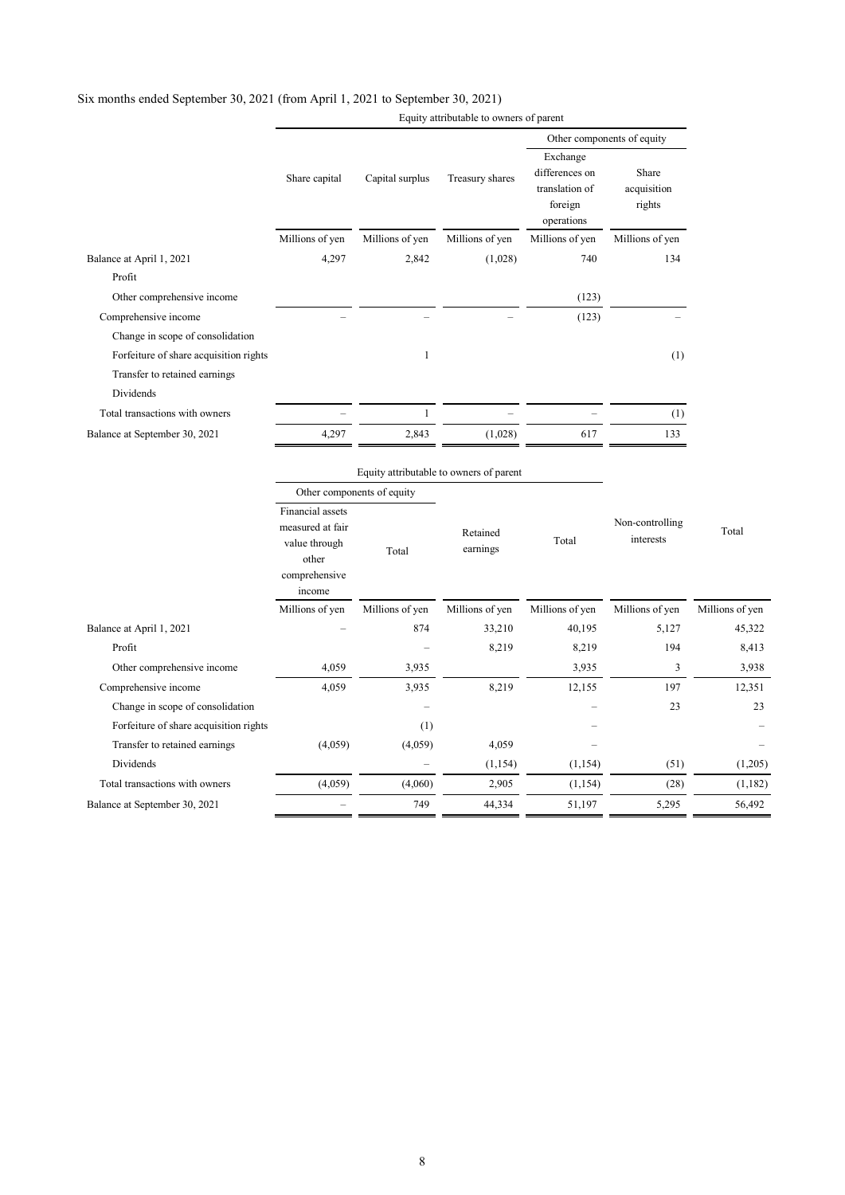Six months ended September 30, 2021 (from April 1, 2021 to September 30, 2021)

| | Equity attributable to owners of parent | | | | |
|---|---|---|---|---|---|
| | | | | Other components of equity | |
| | Share capital | Capital surplus | Treasury shares | Exchange differences on translation of foreign operations | Share acquisition rights |
| | Millions of yen | Millions of yen | Millions of yen | Millions of yen | Millions of yen |
| Balance at April 1, 2021 | 4,297 | 2,842 | (1,028) | 740 | 134 |
| Profit | | | | | |
| Other comprehensive income | | | | (123) | |
| Comprehensive income | – | – | – | (123) | – |
| Change in scope of consolidation | | | | | |
| Forfeiture of share acquisition rights | | 1 | | | (1) |
| Transfer to retained earnings | | | | | |
| Dividends | | | | | |
| Total transactions with owners | – | 1 | – | – | (1) |
| Balance at September 30, 2021 | 4,297 | 2,843 | (1,028) | 617 | 133 |

| | Equity attributable to owners of parent | | | | | |
|---|---|---|---|---|---|---|
| | Other components of equity | | | | | |
| | Financial assets measured at fair value through other comprehensive income | Total | Retained earnings | Total | Non-controlling interests | Total |
| | Millions of yen | Millions of yen | Millions of yen | Millions of yen | Millions of yen | Millions of yen |
| Balance at April 1, 2021 | – | 874 | 33,210 | 40,195 | 5,127 | 45,322 |
| Profit | | – | 8,219 | 8,219 | 194 | 8,413 |
| Other comprehensive income | 4,059 | 3,935 | | 3,935 | 3 | 3,938 |
| Comprehensive income | 4,059 | 3,935 | 8,219 | 12,155 | 197 | 12,351 |
| Change in scope of consolidation | | – | | – | 23 | 23 |
| Forfeiture of share acquisition rights | | (1) | | – | | – |
| Transfer to retained earnings | (4,059) | (4,059) | 4,059 | – | | – |
| Dividends | | – | (1,154) | (1,154) | (51) | (1,205) |
| Total transactions with owners | (4,059) | (4,060) | 2,905 | (1,154) | (28) | (1,182) |
| Balance at September 30, 2021 | – | 749 | 44,334 | 51,197 | 5,295 | 56,492 |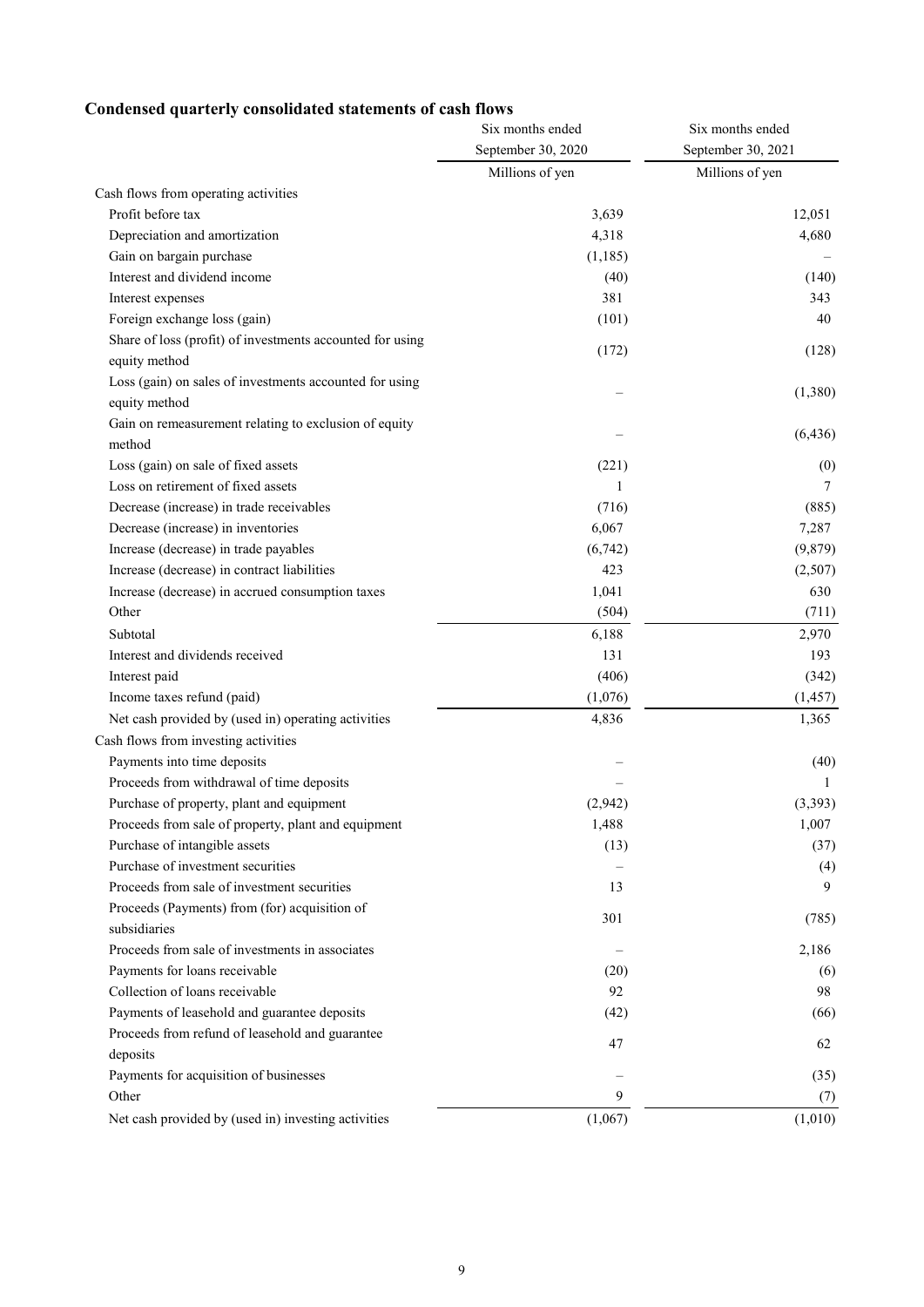## Condensed quarterly consolidated statements of cash flows

| | Six months ended September 30, 2020 | Six months ended September 30, 2021 |
|---|---|---|
| | Millions of yen | Millions of yen |
| Cash flows from operating activities | | |
| Profit before tax | 3,639 | 12,051 |
| Depreciation and amortization | 4,318 | 4,680 |
| Gain on bargain purchase | (1,185) | – |
| Interest and dividend income | (40) | (140) |
| Interest expenses | 381 | 343 |
| Foreign exchange loss (gain) | (101) | 40 |
| Share of loss (profit) of investments accounted for using equity method | (172) | (128) |
| Loss (gain) on sales of investments accounted for using equity method | – | (1,380) |
| Gain on remeasurement relating to exclusion of equity method | – | (6,436) |
| Loss (gain) on sale of fixed assets | (221) | (0) |
| Loss on retirement of fixed assets | 1 | 7 |
| Decrease (increase) in trade receivables | (716) | (885) |
| Decrease (increase) in inventories | 6,067 | 7,287 |
| Increase (decrease) in trade payables | (6,742) | (9,879) |
| Increase (decrease) in contract liabilities | 423 | (2,507) |
| Increase (decrease) in accrued consumption taxes | 1,041 | 630 |
| Other | (504) | (711) |
| Subtotal | 6,188 | 2,970 |
| Interest and dividends received | 131 | 193 |
| Interest paid | (406) | (342) |
| Income taxes refund (paid) | (1,076) | (1,457) |
| Net cash provided by (used in) operating activities | 4,836 | 1,365 |
| Cash flows from investing activities | | |
| Payments into time deposits | – | (40) |
| Proceeds from withdrawal of time deposits | – | 1 |
| Purchase of property, plant and equipment | (2,942) | (3,393) |
| Proceeds from sale of property, plant and equipment | 1,488 | 1,007 |
| Purchase of intangible assets | (13) | (37) |
| Purchase of investment securities | – | (4) |
| Proceeds from sale of investment securities | 13 | 9 |
| Proceeds (Payments) from (for) acquisition of subsidiaries | 301 | (785) |
| Proceeds from sale of investments in associates | – | 2,186 |
| Payments for loans receivable | (20) | (6) |
| Collection of loans receivable | 92 | 98 |
| Payments of leasehold and guarantee deposits | (42) | (66) |
| Proceeds from refund of leasehold and guarantee deposits | 47 | 62 |
| Payments for acquisition of businesses | – | (35) |
| Other | 9 | (7) |
| Net cash provided by (used in) investing activities | (1,067) | (1,010) |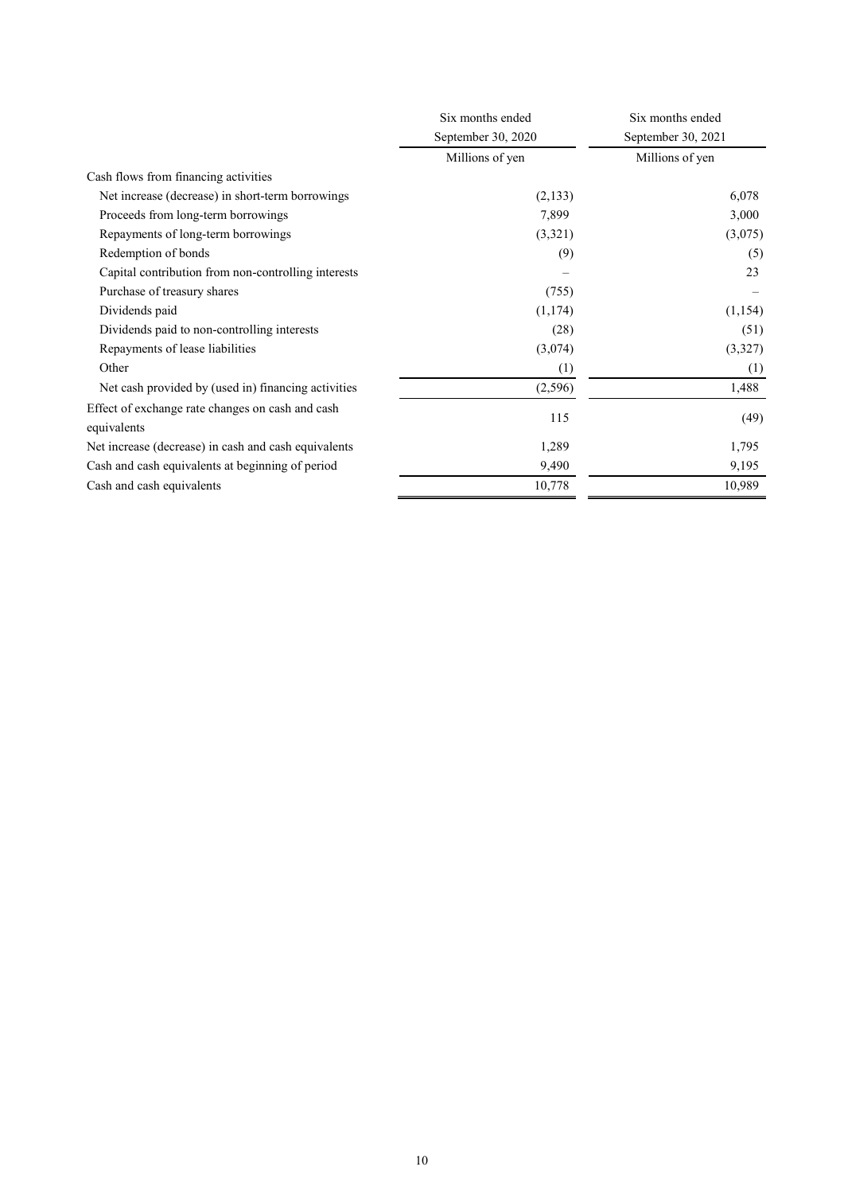| | Six months ended September 30, 2020 | Six months ended September 30, 2021 |
| --- | --- | --- |
| | Millions of yen | Millions of yen |
| Cash flows from financing activities | | |
| Net increase (decrease) in short-term borrowings | (2,133) | 6,078 |
| Proceeds from long-term borrowings | 7,899 | 3,000 |
| Repayments of long-term borrowings | (3,321) | (3,075) |
| Redemption of bonds | (9) | (5) |
| Capital contribution from non-controlling interests | – | 23 |
| Purchase of treasury shares | (755) | – |
| Dividends paid | (1,174) | (1,154) |
| Dividends paid to non-controlling interests | (28) | (51) |
| Repayments of lease liabilities | (3,074) | (3,327) |
| Other | (1) | (1) |
| Net cash provided by (used in) financing activities | (2,596) | 1,488 |
| Effect of exchange rate changes on cash and cash equivalents | 115 | (49) |
| Net increase (decrease) in cash and cash equivalents | 1,289 | 1,795 |
| Cash and cash equivalents at beginning of period | 9,490 | 9,195 |
| Cash and cash equivalents | 10,778 | 10,989 |